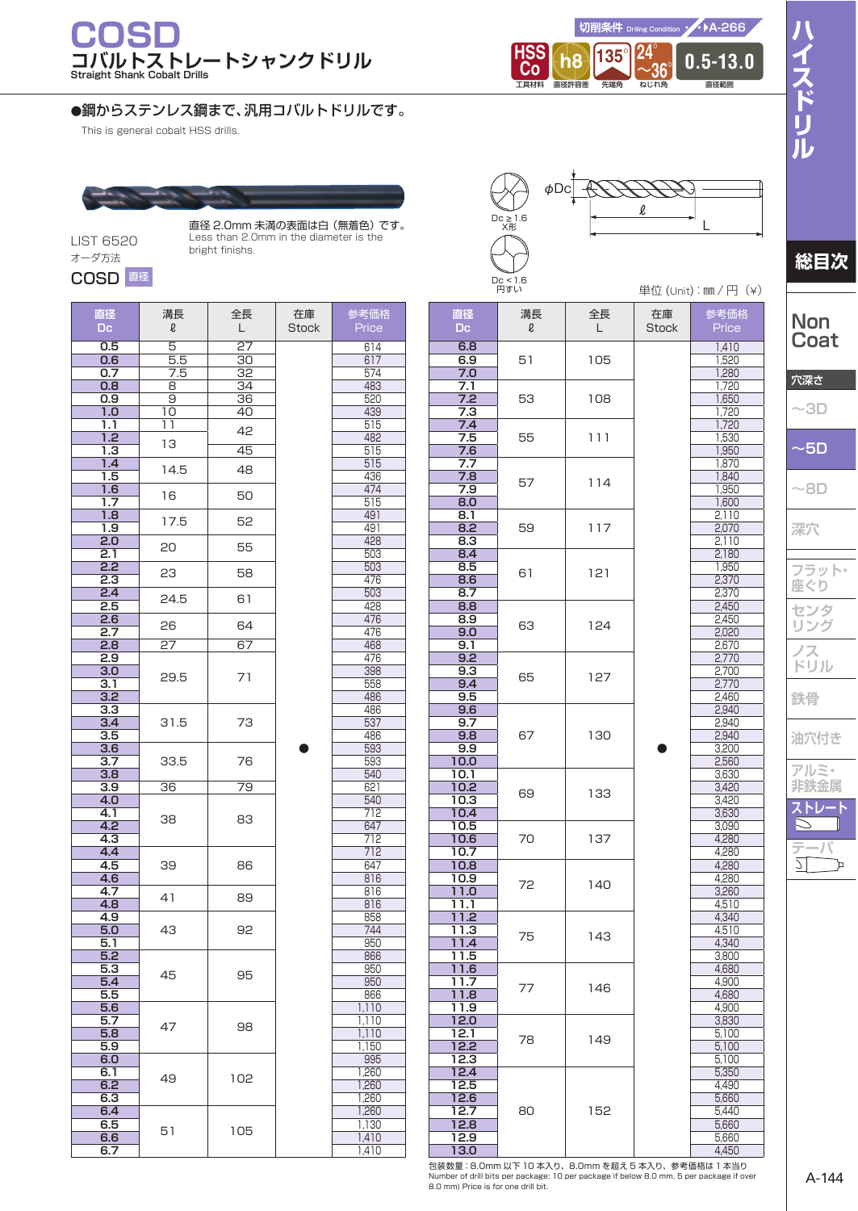# COSD
## コバルトストレートシャンクドリル
Straight Shank Cobalt Drills

切削条件 Drilling Condition ▶A-266

HSS Co 工具材料 | h8 直径許容差 | 135° 先端角 | 24°～36° ねじれ角 | 0.5-13.0 直径範囲

●鋼からステンレス鋼まで、汎用コバルトドリルです。

This is general cobalt HSS drills.

直径 2.0mm 未満の表面は白（無着色）です。
Less than 2.0mm in the diameter is the bright finishs.

LIST 6520

オーダ方法

COSD 直径

Dc ≧ 1.6 X形

Dc < 1.6 円すい

φDc ℓ L

単位 (Unit)：mm / 円（¥）

| 直径 Dc | 溝長 ℓ | 全長 L | 在庫 Stock | 参考価格 Price |
|---|---|---|---|---|
| 0.5 | 5 | 27 | ● | 614 |
| 0.6 | 5.5 | 30 | ● | 617 |
| 0.7 | 7.5 | 32 | ● | 574 |
| 0.8 | 8 | 34 | ● | 483 |
| 0.9 | 9 | 36 | ● | 520 |
| 1.0 | 10 | 40 | ● | 439 |
| 1.1 | 11 | 42 | ● | 515 |
| 1.2 | 13 | 42 | ● | 482 |
| 1.3 | 13 | 45 | ● | 515 |
| 1.4 | 14.5 | 48 | ● | 515 |
| 1.5 | 14.5 | 48 | ● | 436 |
| 1.6 | 16 | 50 | ● | 474 |
| 1.7 | 16 | 50 | ● | 515 |
| 1.8 | 17.5 | 52 | ● | 491 |
| 1.9 | 17.5 | 52 | ● | 491 |
| 2.0 | 20 | 55 | ● | 428 |
| 2.1 | 20 | 55 | ● | 503 |
| 2.2 | 23 | 58 | ● | 503 |
| 2.3 | 23 | 58 | ● | 476 |
| 2.4 | 24.5 | 61 | ● | 503 |
| 2.5 | 24.5 | 61 | ● | 428 |
| 2.6 | 26 | 64 | ● | 476 |
| 2.7 | 26 | 64 | ● | 476 |
| 2.8 | 27 | 67 | ● | 468 |
| 2.9 | 29.5 | 71 | ● | 476 |
| 3.0 | 29.5 | 71 | ● | 398 |
| 3.1 | 29.5 | 71 | ● | 558 |
| 3.2 | 29.5 | 71 | ● | 486 |
| 3.3 | 31.5 | 73 | ● | 486 |
| 3.4 | 31.5 | 73 | ● | 537 |
| 3.5 | 31.5 | 73 | ● | 486 |
| 3.6 | 33.5 | 76 | ● | 593 |
| 3.7 | 33.5 | 76 | ● | 593 |
| 3.8 | 33.5 | 76 | ● | 540 |
| 3.9 | 36 | 79 | ● | 621 |
| 4.0 | 38 | 83 | ● | 540 |
| 4.1 | 38 | 83 | ● | 712 |
| 4.2 | 38 | 83 | ● | 647 |
| 4.3 | 38 | 83 | ● | 712 |
| 4.4 | 39 | 86 | ● | 712 |
| 4.5 | 39 | 86 | ● | 647 |
| 4.6 | 39 | 86 | ● | 816 |
| 4.7 | 41 | 89 | ● | 816 |
| 4.8 | 41 | 89 | ● | 816 |
| 4.9 | 43 | 92 | ● | 858 |
| 5.0 | 43 | 92 | ● | 744 |
| 5.1 | 43 | 92 | ● | 950 |
| 5.2 | 45 | 95 | ● | 866 |
| 5.3 | 45 | 95 | ● | 950 |
| 5.4 | 45 | 95 | ● | 950 |
| 5.5 | 45 | 95 | ● | 866 |
| 5.6 | 47 | 98 | ● | 1,110 |
| 5.7 | 47 | 98 | ● | 1,110 |
| 5.8 | 47 | 98 | ● | 1,110 |
| 5.9 | 47 | 98 | ● | 1,150 |
| 6.0 | 49 | 102 | ● | 995 |
| 6.1 | 49 | 102 | ● | 1,260 |
| 6.2 | 49 | 102 | ● | 1,260 |
| 6.3 | 49 | 102 | ● | 1,260 |
| 6.4 | 51 | 105 | ● | 1,260 |
| 6.5 | 51 | 105 | ● | 1,130 |
| 6.6 | 51 | 105 | ● | 1,410 |
| 6.7 | 51 | 105 | ● | 1,410 |
| 6.8 | 51 | 105 | ● | 1,410 |
| 6.9 | 51 | 105 | ● | 1,520 |
| 7.0 | 51 | 105 | ● | 1,280 |
| 7.1 | 53 | 108 | ● | 1,720 |
| 7.2 | 53 | 108 | ● | 1,650 |
| 7.3 | 53 | 108 | ● | 1,720 |
| 7.4 | 55 | 111 | ● | 1,720 |
| 7.5 | 55 | 111 | ● | 1,530 |
| 7.6 | 55 | 111 | ● | 1,950 |
| 7.7 | 57 | 114 | ● | 1,870 |
| 7.8 | 57 | 114 | ● | 1,840 |
| 7.9 | 57 | 114 | ● | 1,950 |
| 8.0 | 57 | 114 | ● | 1,600 |
| 8.1 | 59 | 117 | ● | 2,110 |
| 8.2 | 59 | 117 | ● | 2,070 |
| 8.3 | 59 | 117 | ● | 2,110 |
| 8.4 | 61 | 121 | ● | 2,180 |
| 8.5 | 61 | 121 | ● | 1,950 |
| 8.6 | 61 | 121 | ● | 2,370 |
| 8.7 | 61 | 121 | ● | 2,370 |
| 8.8 | 63 | 124 | ● | 2,450 |
| 8.9 | 63 | 124 | ● | 2,450 |
| 9.0 | 63 | 124 | ● | 2,020 |
| 9.1 | 63 | 124 | ● | 2,670 |
| 9.2 | 65 | 127 | ● | 2,770 |
| 9.3 | 65 | 127 | ● | 2,700 |
| 9.4 | 65 | 127 | ● | 2,770 |
| 9.5 | 65 | 127 | ● | 2,460 |
| 9.6 | 67 | 130 | ● | 2,940 |
| 9.7 | 67 | 130 | ● | 2,940 |
| 9.8 | 67 | 130 | ● | 2,940 |
| 9.9 | 67 | 130 | ● | 3,200 |
| 10.0 | 67 | 130 | ● | 2,560 |
| 10.1 | 69 | 133 | ● | 3,630 |
| 10.2 | 69 | 133 | ● | 3,420 |
| 10.3 | 69 | 133 | ● | 3,420 |
| 10.4 | 69 | 133 | ● | 3,630 |
| 10.5 | 70 | 137 | ● | 3,090 |
| 10.6 | 70 | 137 | ● | 4,280 |
| 10.7 | 70 | 137 | ● | 4,280 |
| 10.8 | 72 | 140 | ● | 4,280 |
| 10.9 | 72 | 140 | ● | 4,280 |
| 11.0 | 72 | 140 | ● | 3,260 |
| 11.1 | 72 | 140 | ● | 4,510 |
| 11.2 | 75 | 143 | ● | 4,340 |
| 11.3 | 75 | 143 | ● | 4,510 |
| 11.4 | 75 | 143 | ● | 4,340 |
| 11.5 | 75 | 143 | ● | 3,800 |
| 11.6 | 77 | 146 | ● | 4,680 |
| 11.7 | 77 | 146 | ● | 4,900 |
| 11.8 | 77 | 146 | ● | 4,680 |
| 11.9 | 77 | 146 | ● | 4,900 |
| 12.0 | 78 | 149 | ● | 3,830 |
| 12.1 | 78 | 149 | ● | 5,100 |
| 12.2 | 78 | 149 | ● | 5,100 |
| 12.3 | 78 | 149 | ● | 5,100 |
| 12.4 | 80 | 152 | ● | 5,350 |
| 12.5 | 80 | 152 | ● | 4,490 |
| 12.6 | 80 | 152 | ● | 5,660 |
| 12.7 | 80 | 152 | ● | 5,440 |
| 12.8 | 80 | 152 | ● | 5,660 |
| 12.9 | 80 | 152 | ● | 5,660 |
| 13.0 | 80 | 152 | ● | 4,450 |

包装数量：8.0mm 以下 10 本入り、8.0mm を超え 5 本入り、参考価格は 1 本当り
Number of drill bits per package: 10 per package if below 8.0 mm, 5 per package if over 8.0 mm) Price is for one drill bit.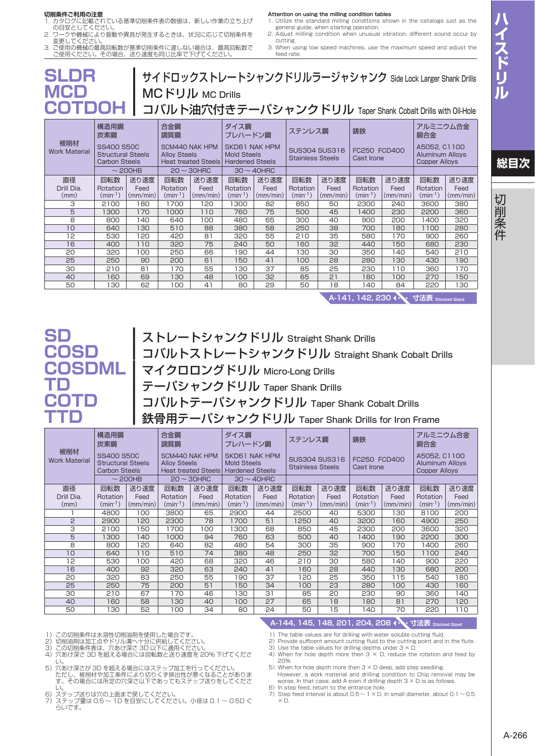**切削条件ご利用の注意**

1. カタログに記載されている基準切削条件表の数値は、新しい作業の立ち上げの目安としてください。
2. ワークや機械により振動や異音が発生するときは、状況に応じて切削条件を変更してください。
3. ご使用の機械の最高回転数が基準切削条件に達しない場合は、最高回転数でご使用ください。その場合、送り速度も同じ比率で下げてください。

**Attention on using the milling condition tables**

1. Utilize the standard milling conditions shown in the catalogs just as the general guide, when starting operation.
2. Adjust milling condition when unusual vibration, different sound occur by cutting.
3. When using low speed machines, use the maximum speed and adjust the feed rate.

## SLDR / MCD / COTDOH

サイドロックストレートシャンクドリルラージャシャンク Side Lock Larger Shank Drills
MCドリル MC Drills
コバルト油穴付きテーパシャンクドリル Taper Shank Cobalt Drills with Oil-Hole

| 被削材 Work Material | 構造用鋼 炭素鋼 SS400 S50C Structural Steels Carbon Steels ～200HB | | 合金鋼 調質鋼 SCM440 NAK HPM Alloy Steels Heat treated Steels 20～30HRC | | ダイス鋼 プレハードン鋼 SKD61 NAK HPM Mold Steels Hardened Steels 30～40HRC | | ステンレス鋼 SUS304 SUS316 Stainless Steels | | 鋳鉄 FC250 FCD400 Cast Irone | | アルミニウム合金 銅合金 A5052, C1100 Aluminum Alloys Copper Alloys | |
|---|---|---|---|---|---|---|---|---|---|---|---|---|
| 直径 Drill Dia. (mm) | 回転数 Rotation (min⁻¹) | 送り速度 Feed (mm/min) | 回転数 Rotation (min⁻¹) | 送り速度 Feed (mm/min) | 回転数 Rotation (min⁻¹) | 送り速度 Feed (mm/min) | 回転数 Rotation (min⁻¹) | 送り速度 Feed (mm/min) | 回転数 Rotation (min⁻¹) | 送り速度 Feed (mm/min) | 回転数 Rotation (min⁻¹) | 送り速度 Feed (mm/min) |
| 3 | 2100 | 180 | 1700 | 120 | 1300 | 82 | 850 | 50 | 2300 | 240 | 3600 | 380 |
| 5 | 1300 | 170 | 1000 | 110 | 760 | 75 | 500 | 45 | 1400 | 230 | 2200 | 360 |
| 8 | 800 | 140 | 640 | 100 | 480 | 65 | 300 | 40 | 900 | 200 | 1400 | 320 |
| 10 | 640 | 130 | 510 | 88 | 380 | 58 | 250 | 38 | 700 | 180 | 1100 | 280 |
| 12 | 530 | 120 | 420 | 81 | 320 | 55 | 210 | 35 | 580 | 170 | 900 | 260 |
| 16 | 400 | 110 | 320 | 75 | 240 | 50 | 160 | 32 | 440 | 150 | 680 | 230 |
| 20 | 320 | 100 | 250 | 66 | 190 | 44 | 130 | 30 | 350 | 140 | 540 | 210 |
| 25 | 250 | 90 | 200 | 61 | 150 | 41 | 100 | 28 | 280 | 130 | 430 | 190 |
| 30 | 210 | 81 | 170 | 55 | 130 | 37 | 85 | 25 | 230 | 110 | 360 | 170 |
| 40 | 160 | 69 | 130 | 48 | 100 | 32 | 65 | 21 | 180 | 100 | 270 | 150 |
| 50 | 130 | 62 | 100 | 41 | 80 | 29 | 50 | 18 | 140 | 84 | 220 | 130 |

A-141, 142, 230 ◀ 寸法表 Stocked Sized

## SD / COSD / COSDML / TD / COTD / TTD

ストレートシャンクドリル Straight Shank Drills
コバルトストレートシャンクドリル Straight Shank Cobalt Drills
マイクロロングドリル Micro-Long Drills
テーパシャンクドリル Taper Shank Drills
コバルトテーパシャンクドリル Taper Shank Cobalt Drills
鉄骨用テーパシャンクドリル Taper Shank Drills for Iron Frame

| 被削材 Work Material | 構造用鋼 炭素鋼 SS400 S50C Structural Steels Carbon Steels ～200HB | | 合金鋼 調質鋼 SCM440 NAK HPM Alloy Steels Heat treated Steels 20～30HRC | | ダイス鋼 プレハードン鋼 SKD61 NAK HPM Mold Steels Hardened Steels 30～40HRC | | ステンレス鋼 SUS304 SUS316 Stainless Steels | | 鋳鉄 FC250 FCD400 Cast Irone | | アルミニウム合金 銅合金 A5052, C1100 Aluminum Alloys Copper Alloys | |
|---|---|---|---|---|---|---|---|---|---|---|---|---|
| 直径 Drill Dia. (mm) | 回転数 Rotation (min⁻¹) | 送り速度 Feed (mm/min) | 回転数 Rotation (min⁻¹) | 送り速度 Feed (mm/min) | 回転数 Rotation (min⁻¹) | 送り速度 Feed (mm/min) | 回転数 Rotation (min⁻¹) | 送り速度 Feed (mm/min) | 回転数 Rotation (min⁻¹) | 送り速度 Feed (mm/min) | 回転数 Rotation (min⁻¹) | 送り速度 Feed (mm/min) |
| 1 | 4800 | 100 | 3800 | 65 | 2900 | 44 | 2500 | 40 | 5300 | 130 | 8100 | 200 |
| 2 | 2900 | 120 | 2300 | 78 | 1700 | 51 | 1250 | 40 | 3200 | 160 | 4900 | 250 |
| 3 | 2100 | 150 | 1700 | 100 | 1300 | 68 | 850 | 45 | 2300 | 200 | 3600 | 320 |
| 5 | 1300 | 140 | 1000 | 94 | 760 | 63 | 500 | 40 | 1400 | 190 | 2200 | 300 |
| 8 | 800 | 120 | 640 | 82 | 480 | 54 | 300 | 35 | 900 | 170 | 1400 | 260 |
| 10 | 640 | 110 | 510 | 74 | 380 | 48 | 250 | 32 | 700 | 150 | 1100 | 240 |
| 12 | 530 | 100 | 420 | 68 | 320 | 46 | 210 | 30 | 580 | 140 | 900 | 220 |
| 16 | 400 | 92 | 320 | 63 | 240 | 41 | 160 | 28 | 440 | 130 | 680 | 200 |
| 20 | 320 | 83 | 250 | 55 | 190 | 37 | 120 | 25 | 350 | 115 | 540 | 180 |
| 25 | 250 | 75 | 200 | 51 | 150 | 34 | 100 | 23 | 280 | 100 | 430 | 160 |
| 30 | 210 | 67 | 170 | 46 | 130 | 31 | 85 | 20 | 230 | 90 | 360 | 140 |
| 40 | 160 | 58 | 130 | 40 | 100 | 27 | 65 | 18 | 180 | 81 | 270 | 120 |
| 50 | 130 | 52 | 100 | 34 | 80 | 24 | 50 | 15 | 140 | 70 | 220 | 110 |

A-144, 145, 148, 201, 204, 208 ◀ 寸法表 Stocked Sized

1) この切削条件は水溶性切削油剤を使用した場合です。
2) 切削油剤は加工点やドリル溝へ十分に供給してください。
3) この切削条件表は、穴あけ深さ 3D 以下に適用ください。
4) 穴あけ深さ 3D を超える場合には回転数と送り速度を 20% 下げてください。
5) 穴あけ深さが 3D を超える場合にはステップ加工を行ってください。ただし、被削材や加工条件により切りくず排出性が悪くなることがあります。その場合には所定の穴深さ以下であってもステップ送りをしてください。
6) ステップ送りは穴の上面まで戻してください。
7) ステップ量は 0.5 ～ 1D を目安にしてください。小径は 0.1 ～ 0.5D ぐらいです。

1) The table values are for drilling with water soluble cutting fluid.
2) Provide sufficent amount cutting fluid to the cutting point and in the flute.
3) Use the table values for drilling depths under 3 × D.
4) When for hole depth more then 3 × D, reduce the rotation and feed by 20%
5) When for hole depth more then 3 × D deep, add step seedling. However, a work material and drilling condition to Chip removal may be worse. In that case, add A even if drilling depth 3 × D is as follows.
6) In step feed, return to the entrance hole.
7) Step feed interval is about 0.5 ～ 1 × D. In small diameter, about 0.1 ～ 0.5 × D.